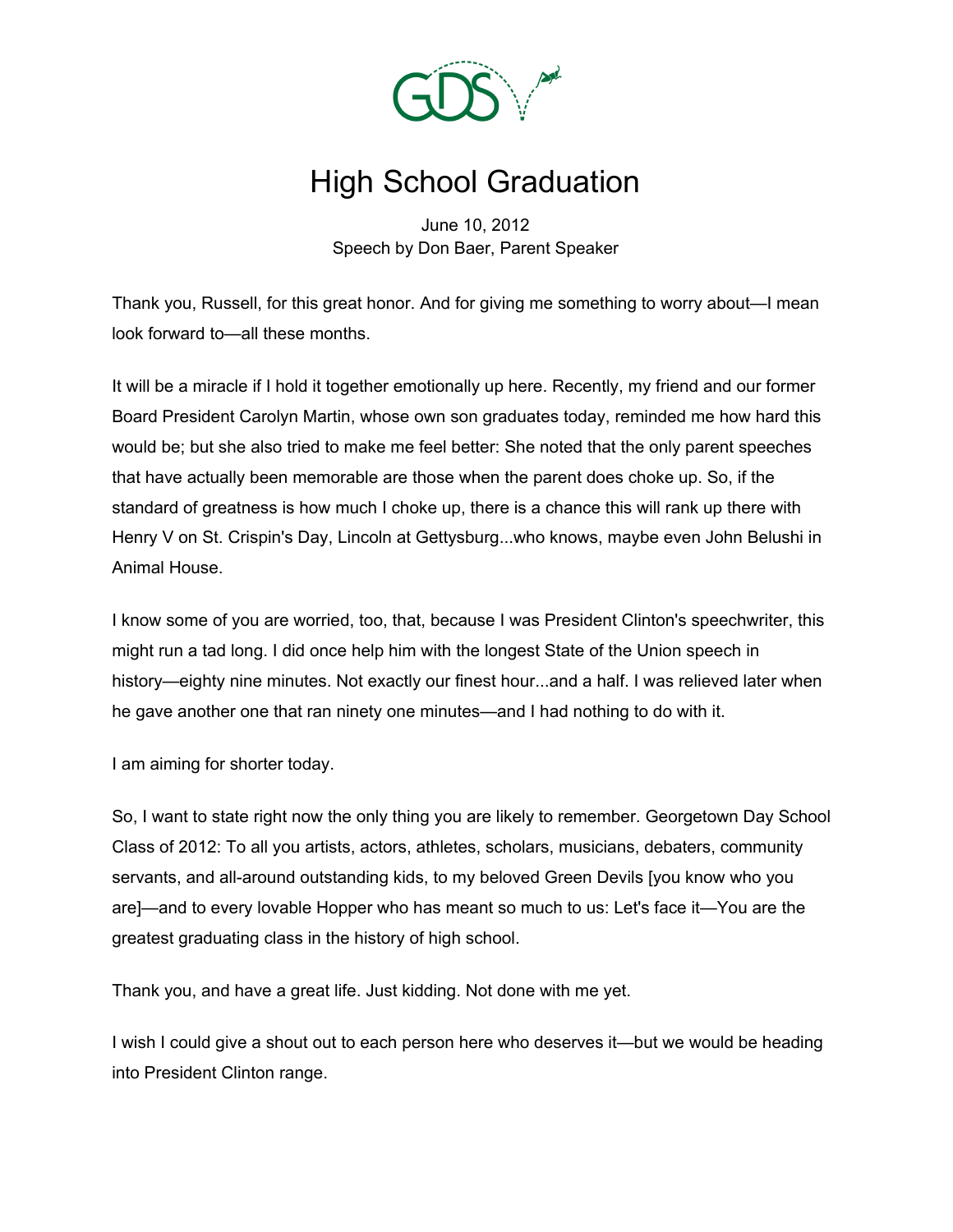GDS

# High School Graduation

June 10, 2012
Speech by Don Baer, Parent Speaker

Thank you, Russell, for this great honor. And for giving me something to worry about—I mean look forward to—all these months.

It will be a miracle if I hold it together emotionally up here. Recently, my friend and our former Board President Carolyn Martin, whose own son graduates today, reminded me how hard this would be; but she also tried to make me feel better: She noted that the only parent speeches that have actually been memorable are those when the parent does choke up. So, if the standard of greatness is how much I choke up, there is a chance this will rank up there with Henry V on St. Crispin's Day, Lincoln at Gettysburg...who knows, maybe even John Belushi in Animal House.

I know some of you are worried, too, that, because I was President Clinton's speechwriter, this might run a tad long. I did once help him with the longest State of the Union speech in history—eighty nine minutes. Not exactly our finest hour...and a half. I was relieved later when he gave another one that ran ninety one minutes—and I had nothing to do with it.

I am aiming for shorter today.

So, I want to state right now the only thing you are likely to remember. Georgetown Day School Class of 2012: To all you artists, actors, athletes, scholars, musicians, debaters, community servants, and all-around outstanding kids, to my beloved Green Devils [you know who you are]—and to every lovable Hopper who has meant so much to us: Let's face it—You are the greatest graduating class in the history of high school.

Thank you, and have a great life. Just kidding. Not done with me yet.

I wish I could give a shout out to each person here who deserves it—but we would be heading into President Clinton range.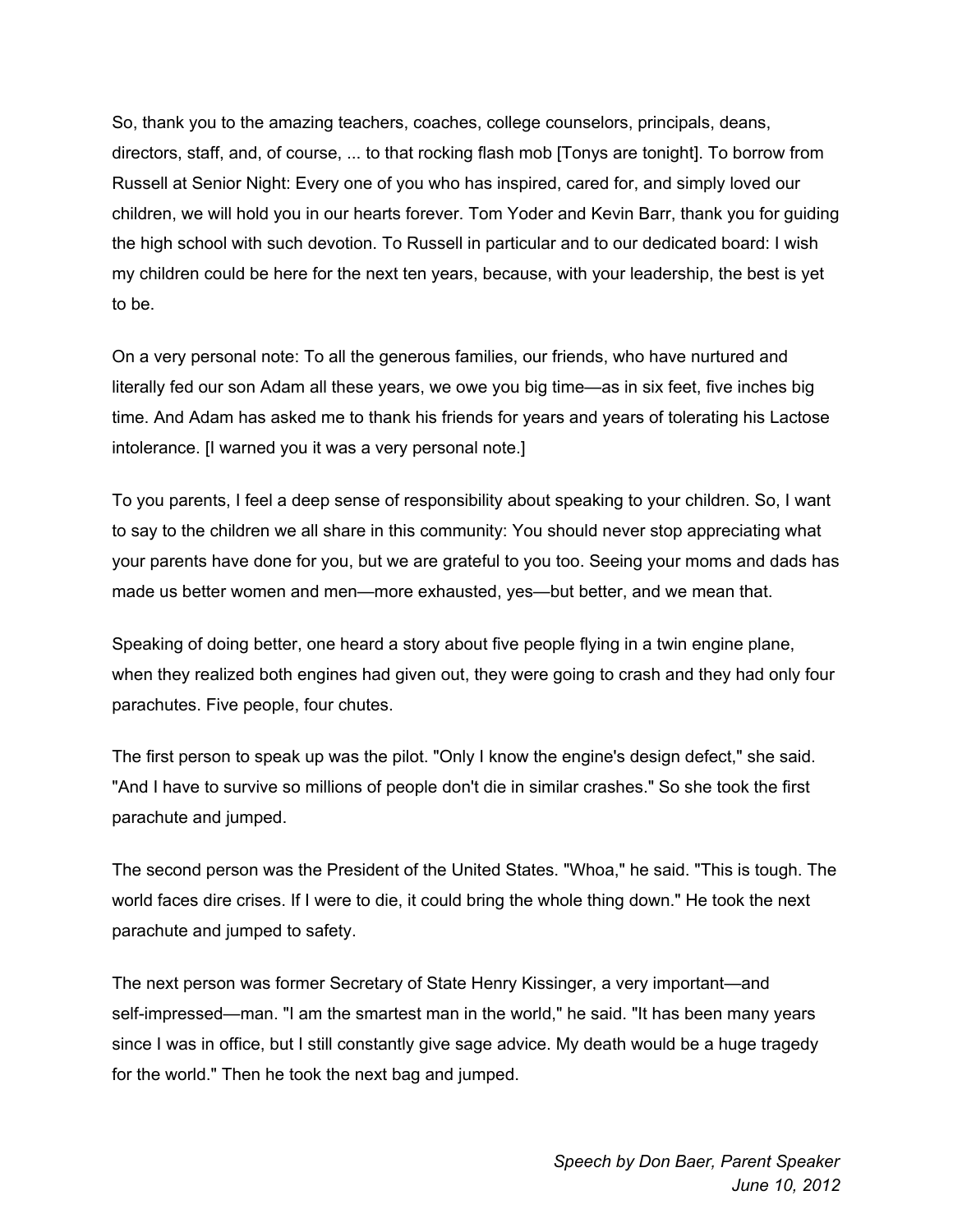So, thank you to the amazing teachers, coaches, college counselors, principals, deans, directors, staff, and, of course, ... to that rocking flash mob [Tonys are tonight]. To borrow from Russell at Senior Night: Every one of you who has inspired, cared for, and simply loved our children, we will hold you in our hearts forever. Tom Yoder and Kevin Barr, thank you for guiding the high school with such devotion. To Russell in particular and to our dedicated board: I wish my children could be here for the next ten years, because, with your leadership, the best is yet to be.

On a very personal note: To all the generous families, our friends, who have nurtured and literally fed our son Adam all these years, we owe you big time—as in six feet, five inches big time. And Adam has asked me to thank his friends for years and years of tolerating his Lactose intolerance. [I warned you it was a very personal note.]

To you parents, I feel a deep sense of responsibility about speaking to your children. So, I want to say to the children we all share in this community: You should never stop appreciating what your parents have done for you, but we are grateful to you too. Seeing your moms and dads has made us better women and men—more exhausted, yes—but better, and we mean that.

Speaking of doing better, one heard a story about five people flying in a twin engine plane, when they realized both engines had given out, they were going to crash and they had only four parachutes. Five people, four chutes.

The first person to speak up was the pilot. "Only I know the engine's design defect," she said. "And I have to survive so millions of people don't die in similar crashes." So she took the first parachute and jumped.

The second person was the President of the United States. "Whoa," he said. "This is tough. The world faces dire crises. If I were to die, it could bring the whole thing down." He took the next parachute and jumped to safety.

The next person was former Secretary of State Henry Kissinger, a very important—and self-impressed—man. "I am the smartest man in the world," he said. "It has been many years since I was in office, but I still constantly give sage advice. My death would be a huge tragedy for the world." Then he took the next bag and jumped.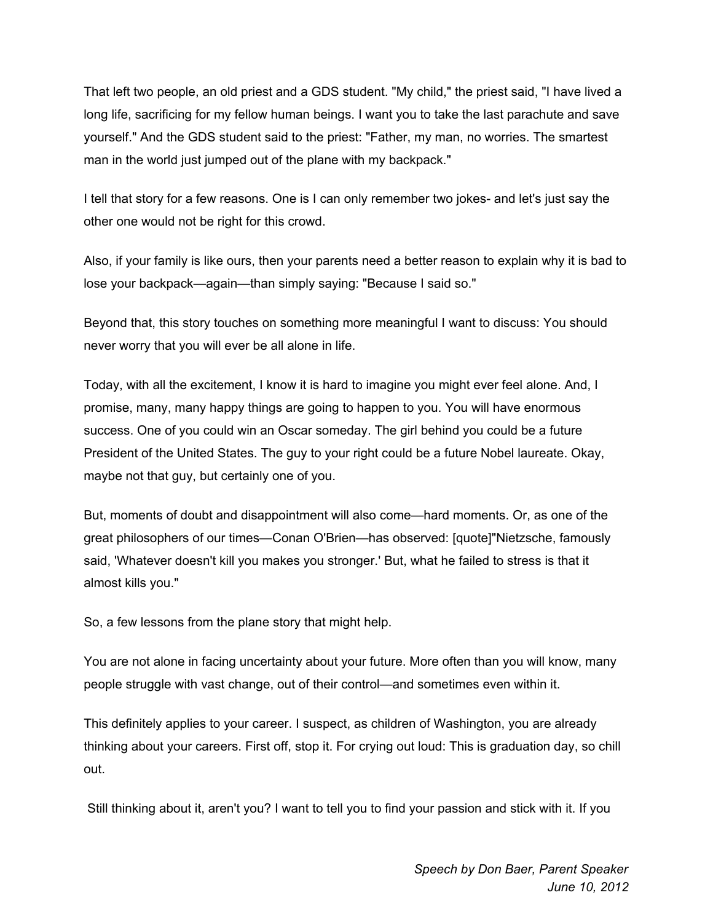That left two people, an old priest and a GDS student. "My child," the priest said, "I have lived a long life, sacrificing for my fellow human beings. I want you to take the last parachute and save yourself." And the GDS student said to the priest: "Father, my man, no worries. The smartest man in the world just jumped out of the plane with my backpack."

I tell that story for a few reasons. One is I can only remember two jokes- and let's just say the other one would not be right for this crowd.

Also, if your family is like ours, then your parents need a better reason to explain why it is bad to lose your backpack—again—than simply saying: "Because I said so."

Beyond that, this story touches on something more meaningful I want to discuss: You should never worry that you will ever be all alone in life.

Today, with all the excitement, I know it is hard to imagine you might ever feel alone. And, I promise, many, many happy things are going to happen to you. You will have enormous success. One of you could win an Oscar someday. The girl behind you could be a future President of the United States. The guy to your right could be a future Nobel laureate. Okay, maybe not that guy, but certainly one of you.

But, moments of doubt and disappointment will also come—hard moments. Or, as one of the great philosophers of our times—Conan O'Brien—has observed: [quote]"Nietzsche, famously said, 'Whatever doesn't kill you makes you stronger.' But, what he failed to stress is that it almost kills you."

So, a few lessons from the plane story that might help.

You are not alone in facing uncertainty about your future. More often than you will know, many people struggle with vast change, out of their control—and sometimes even within it.

This definitely applies to your career. I suspect, as children of Washington, you are already thinking about your careers. First off, stop it. For crying out loud: This is graduation day, so chill out.

Still thinking about it, aren't you? I want to tell you to find your passion and stick with it. If you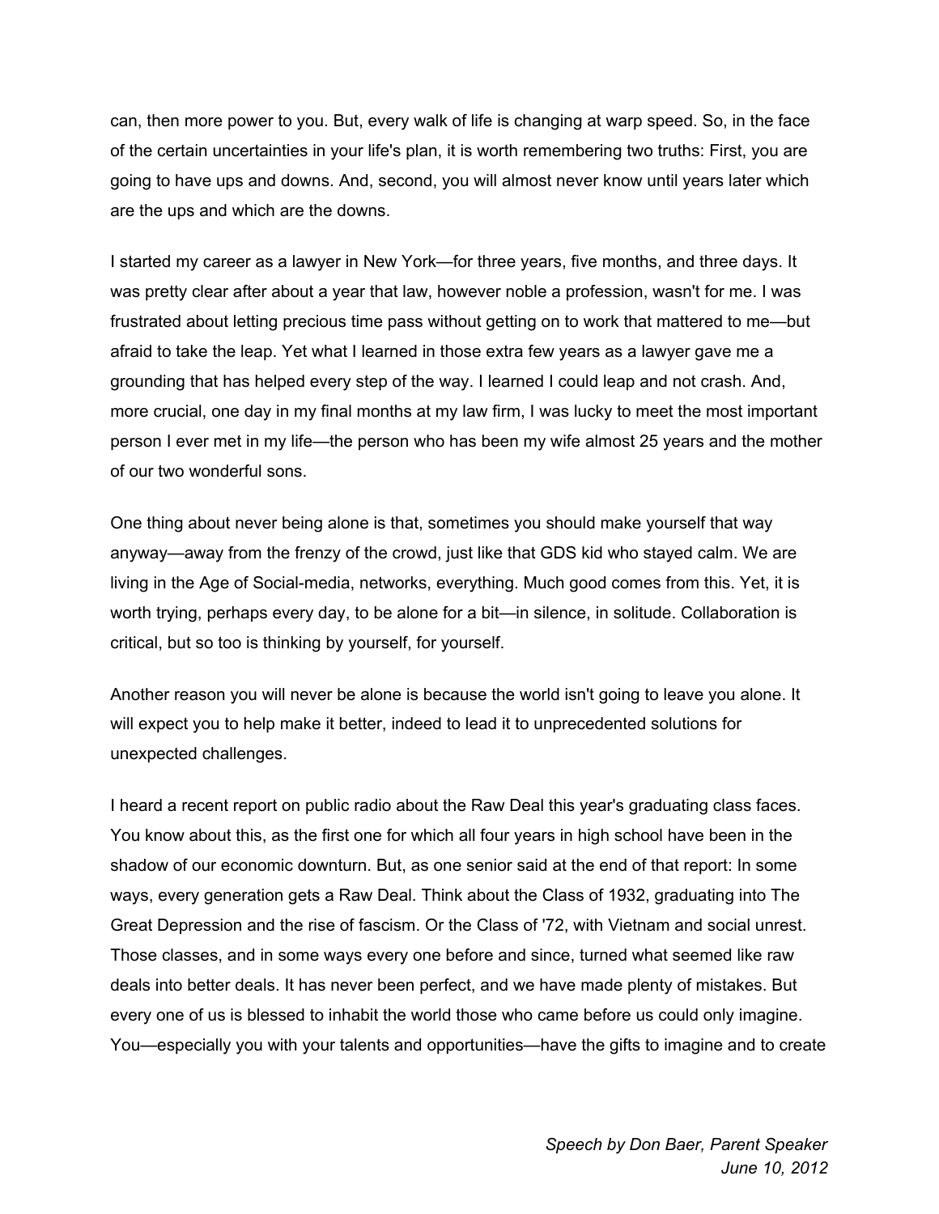can, then more power to you. But, every walk of life is changing at warp speed. So, in the face of the certain uncertainties in your life's plan, it is worth remembering two truths: First, you are going to have ups and downs. And, second, you will almost never know until years later which are the ups and which are the downs.

I started my career as a lawyer in New York—for three years, five months, and three days. It was pretty clear after about a year that law, however noble a profession, wasn't for me. I was frustrated about letting precious time pass without getting on to work that mattered to me—but afraid to take the leap. Yet what I learned in those extra few years as a lawyer gave me a grounding that has helped every step of the way. I learned I could leap and not crash. And, more crucial, one day in my final months at my law firm, I was lucky to meet the most important person I ever met in my life—the person who has been my wife almost 25 years and the mother of our two wonderful sons.

One thing about never being alone is that, sometimes you should make yourself that way anyway—away from the frenzy of the crowd, just like that GDS kid who stayed calm. We are living in the Age of Social-media, networks, everything. Much good comes from this. Yet, it is worth trying, perhaps every day, to be alone for a bit—in silence, in solitude. Collaboration is critical, but so too is thinking by yourself, for yourself.

Another reason you will never be alone is because the world isn't going to leave you alone. It will expect you to help make it better, indeed to lead it to unprecedented solutions for unexpected challenges.

I heard a recent report on public radio about the Raw Deal this year's graduating class faces. You know about this, as the first one for which all four years in high school have been in the shadow of our economic downturn. But, as one senior said at the end of that report: In some ways, every generation gets a Raw Deal. Think about the Class of 1932, graduating into The Great Depression and the rise of fascism. Or the Class of '72, with Vietnam and social unrest. Those classes, and in some ways every one before and since, turned what seemed like raw deals into better deals. It has never been perfect, and we have made plenty of mistakes. But every one of us is blessed to inhabit the world those who came before us could only imagine. You—especially you with your talents and opportunities—have the gifts to imagine and to create

*Speech by Don Baer, Parent Speaker*
*June 10, 2012*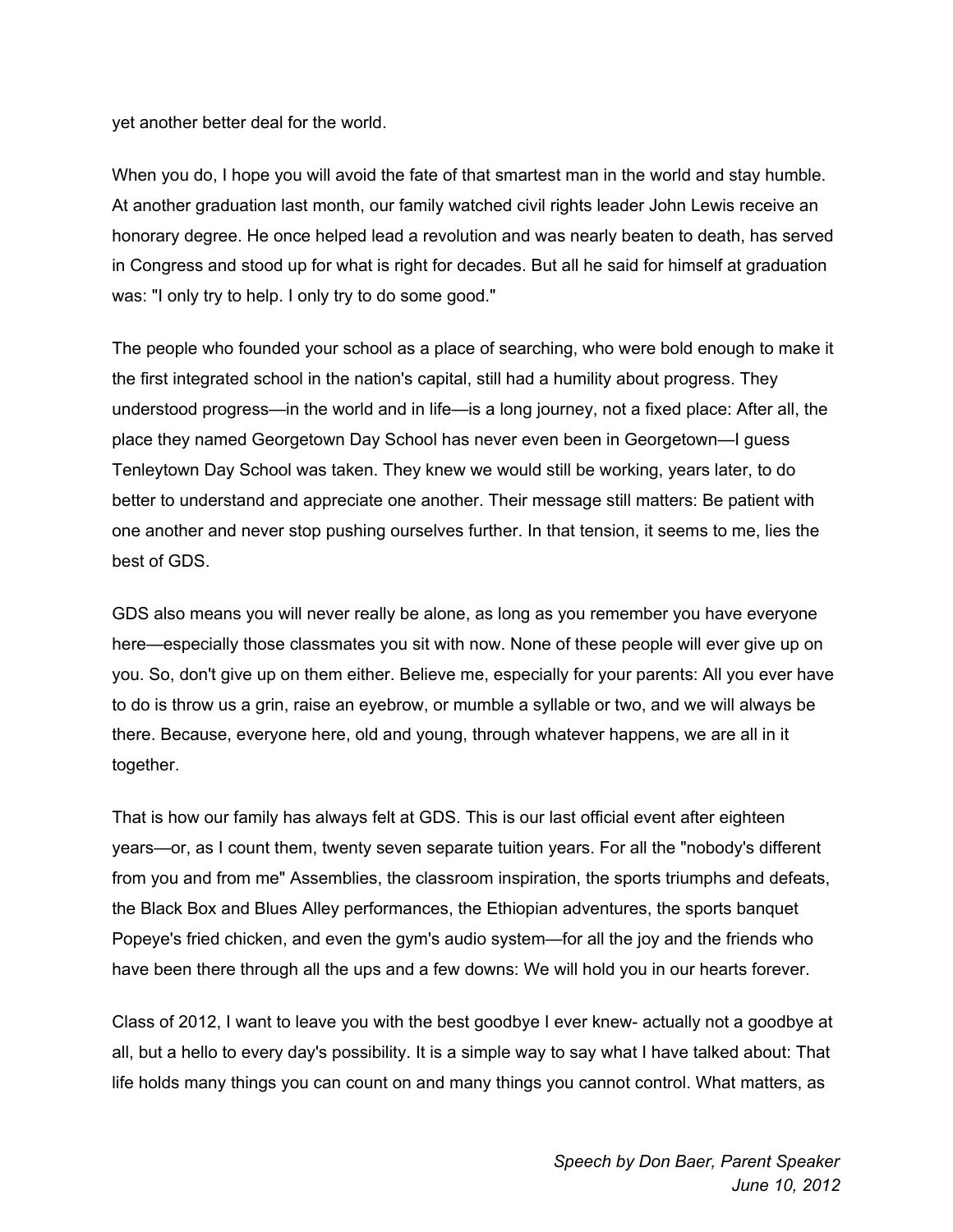yet another better deal for the world.

When you do, I hope you will avoid the fate of that smartest man in the world and stay humble. At another graduation last month, our family watched civil rights leader John Lewis receive an honorary degree. He once helped lead a revolution and was nearly beaten to death, has served in Congress and stood up for what is right for decades. But all he said for himself at graduation was: "I only try to help. I only try to do some good."

The people who founded your school as a place of searching, who were bold enough to make it the first integrated school in the nation's capital, still had a humility about progress. They understood progress—in the world and in life—is a long journey, not a fixed place: After all, the place they named Georgetown Day School has never even been in Georgetown—I guess Tenleytown Day School was taken. They knew we would still be working, years later, to do better to understand and appreciate one another. Their message still matters: Be patient with one another and never stop pushing ourselves further. In that tension, it seems to me, lies the best of GDS.

GDS also means you will never really be alone, as long as you remember you have everyone here—especially those classmates you sit with now. None of these people will ever give up on you. So, don't give up on them either. Believe me, especially for your parents: All you ever have to do is throw us a grin, raise an eyebrow, or mumble a syllable or two, and we will always be there. Because, everyone here, old and young, through whatever happens, we are all in it together.

That is how our family has always felt at GDS. This is our last official event after eighteen years—or, as I count them, twenty seven separate tuition years. For all the "nobody's different from you and from me" Assemblies, the classroom inspiration, the sports triumphs and defeats, the Black Box and Blues Alley performances, the Ethiopian adventures, the sports banquet Popeye's fried chicken, and even the gym's audio system—for all the joy and the friends who have been there through all the ups and a few downs: We will hold you in our hearts forever.

Class of 2012, I want to leave you with the best goodbye I ever knew- actually not a goodbye at all, but a hello to every day's possibility. It is a simple way to say what I have talked about: That life holds many things you can count on and many things you cannot control. What matters, as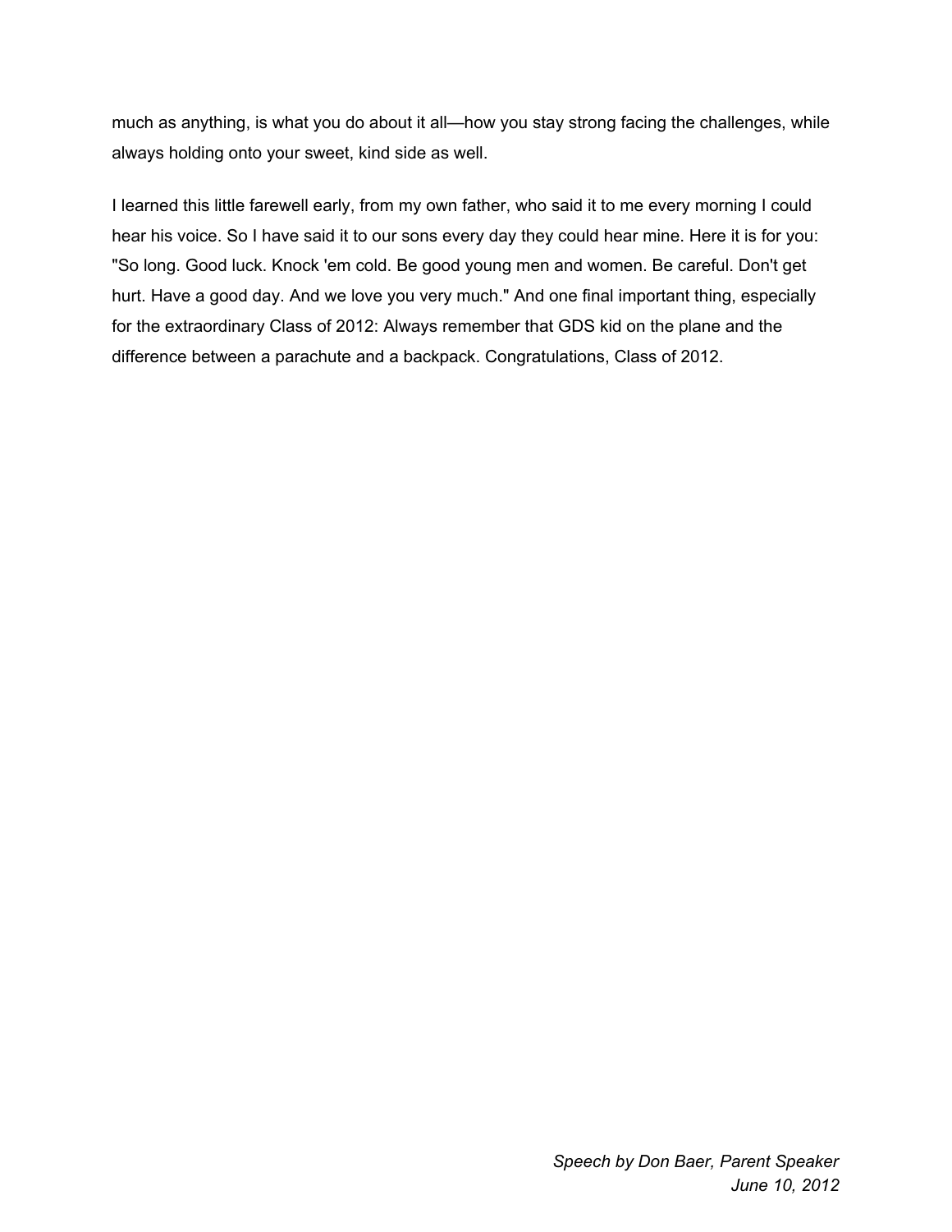much as anything, is what you do about it all—how you stay strong facing the challenges, while always holding onto your sweet, kind side as well.

I learned this little farewell early, from my own father, who said it to me every morning I could hear his voice. So I have said it to our sons every day they could hear mine. Here it is for you: "So long. Good luck. Knock 'em cold. Be good young men and women. Be careful. Don't get hurt. Have a good day. And we love you very much." And one final important thing, especially for the extraordinary Class of 2012: Always remember that GDS kid on the plane and the difference between a parachute and a backpack. Congratulations, Class of 2012.

*Speech by Don Baer, Parent Speaker*
*June 10, 2012*